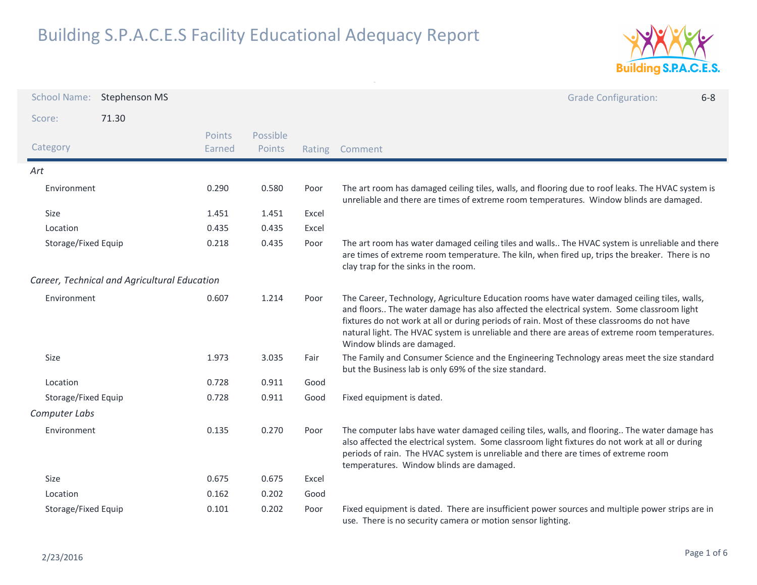# Building S.P.A.C.E.S Facility Educational Adequacy Report

**School Name:** Stephenson MS

**Grade Configuration:** 6-8

**Score:** 71.30

| Category | Points Earned | Possible Points | Rating | Comment |
|---|---|---|---|---|
| *Art* | | | | |
| Environment | 0.290 | 0.580 | Poor | The art room has damaged ceiling tiles, walls, and flooring due to roof leaks. The HVAC system is unreliable and there are times of extreme room temperatures. Window blinds are damaged. |
| Size | 1.451 | 1.451 | Excel | |
| Location | 0.435 | 0.435 | Excel | |
| Storage/Fixed Equip | 0.218 | 0.435 | Poor | The art room has water damaged ceiling tiles and walls.. The HVAC system is unreliable and there are times of extreme room temperature. The kiln, when fired up, trips the breaker. There is no clay trap for the sinks in the room. |
| *Career, Technical and Agricultural Education* | | | | |
| Environment | 0.607 | 1.214 | Poor | The Career, Technology, Agriculture Education rooms have water damaged ceiling tiles, walls, and floors.. The water damage has also affected the electrical system. Some classroom light fixtures do not work at all or during periods of rain. Most of these classrooms do not have natural light. The HVAC system is unreliable and there are areas of extreme room temperatures. Window blinds are damaged. |
| Size | 1.973 | 3.035 | Fair | The Family and Consumer Science and the Engineering Technology areas meet the size standard but the Business lab is only 69% of the size standard. |
| Location | 0.728 | 0.911 | Good | |
| Storage/Fixed Equip | 0.728 | 0.911 | Good | Fixed equipment is dated. |
| *Computer Labs* | | | | |
| Environment | 0.135 | 0.270 | Poor | The computer labs have water damaged ceiling tiles, walls, and flooring.. The water damage has also affected the electrical system. Some classroom light fixtures do not work at all or during periods of rain. The HVAC system is unreliable and there are times of extreme room temperatures. Window blinds are damaged. |
| Size | 0.675 | 0.675 | Excel | |
| Location | 0.162 | 0.202 | Good | |
| Storage/Fixed Equip | 0.101 | 0.202 | Poor | Fixed equipment is dated. There are insufficient power sources and multiple power strips are in use. There is no security camera or motion sensor lighting. |

2/23/2016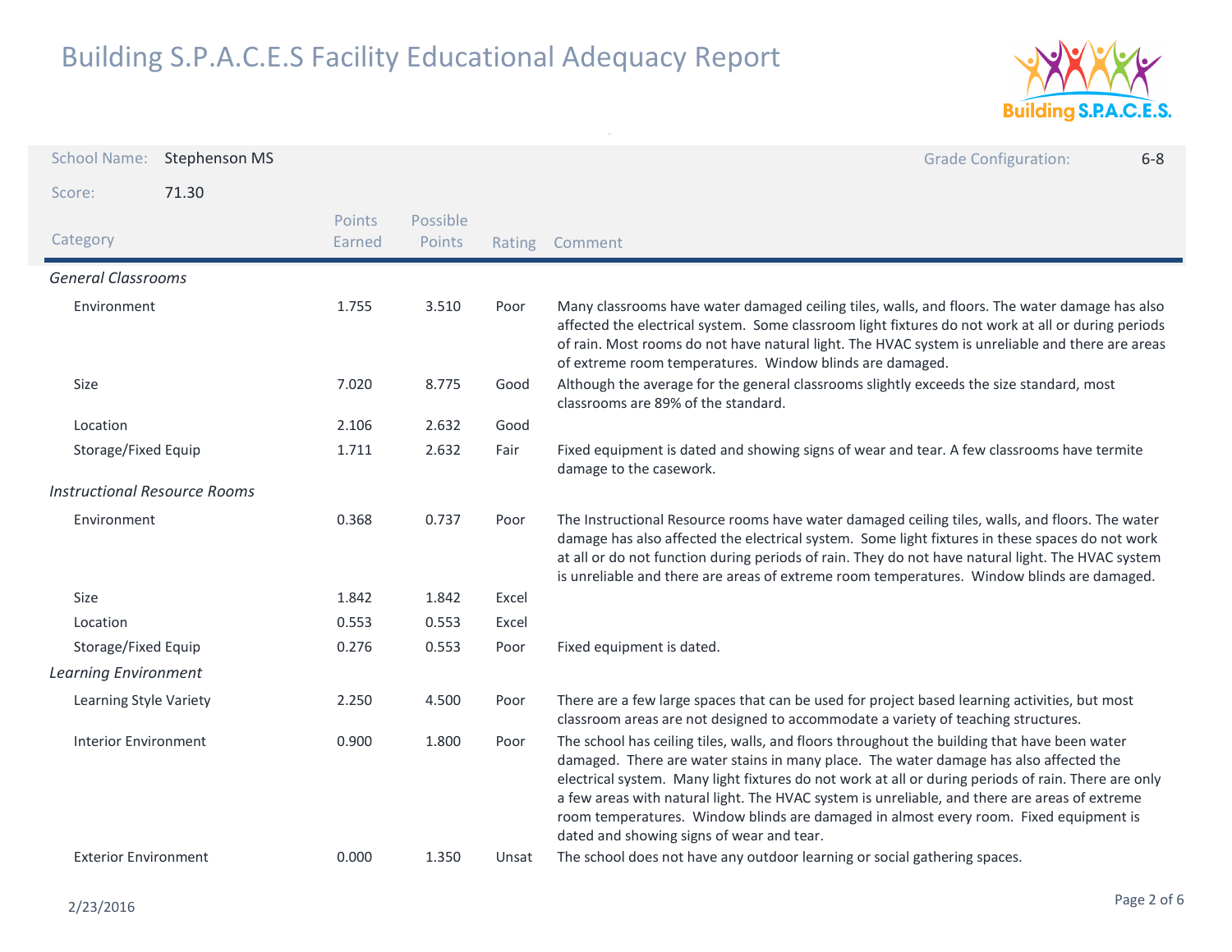# Building S.P.A.C.E.S Facility Educational Adequacy Report

| | | | | |
|---|---|---|---|---|
| School Name: | Stephenson MS | | Grade Configuration: | 6-8 |
| Score: | 71.30 | | | |

| Category | Points Earned | Possible Points | Rating | Comment |
|---|---|---|---|---|
| ***General Classrooms*** | | | | |
| Environment | 1.755 | 3.510 | Poor | Many classrooms have water damaged ceiling tiles, walls, and floors. The water damage has also affected the electrical system. Some classroom light fixtures do not work at all or during periods of rain. Most rooms do not have natural light. The HVAC system is unreliable and there are areas of extreme room temperatures. Window blinds are damaged. |
| Size | 7.020 | 8.775 | Good | Although the average for the general classrooms slightly exceeds the size standard, most classrooms are 89% of the standard. |
| Location | 2.106 | 2.632 | Good | |
| Storage/Fixed Equip | 1.711 | 2.632 | Fair | Fixed equipment is dated and showing signs of wear and tear. A few classrooms have termite damage to the casework. |
| ***Instructional Resource Rooms*** | | | | |
| Environment | 0.368 | 0.737 | Poor | The Instructional Resource rooms have water damaged ceiling tiles, walls, and floors. The water damage has also affected the electrical system. Some light fixtures in these spaces do not work at all or do not function during periods of rain. They do not have natural light. The HVAC system is unreliable and there are areas of extreme room temperatures. Window blinds are damaged. |
| Size | 1.842 | 1.842 | Excel | |
| Location | 0.553 | 0.553 | Excel | |
| Storage/Fixed Equip | 0.276 | 0.553 | Poor | Fixed equipment is dated. |
| ***Learning Environment*** | | | | |
| Learning Style Variety | 2.250 | 4.500 | Poor | There are a few large spaces that can be used for project based learning activities, but most classroom areas are not designed to accommodate a variety of teaching structures. |
| Interior Environment | 0.900 | 1.800 | Poor | The school has ceiling tiles, walls, and floors throughout the building that have been water damaged. There are water stains in many place. The water damage has also affected the electrical system. Many light fixtures do not work at all or during periods of rain. There are only a few areas with natural light. The HVAC system is unreliable, and there are areas of extreme room temperatures. Window blinds are damaged in almost every room. Fixed equipment is dated and showing signs of wear and tear. |
| Exterior Environment | 0.000 | 1.350 | Unsat | The school does not have any outdoor learning or social gathering spaces. |

2/23/2016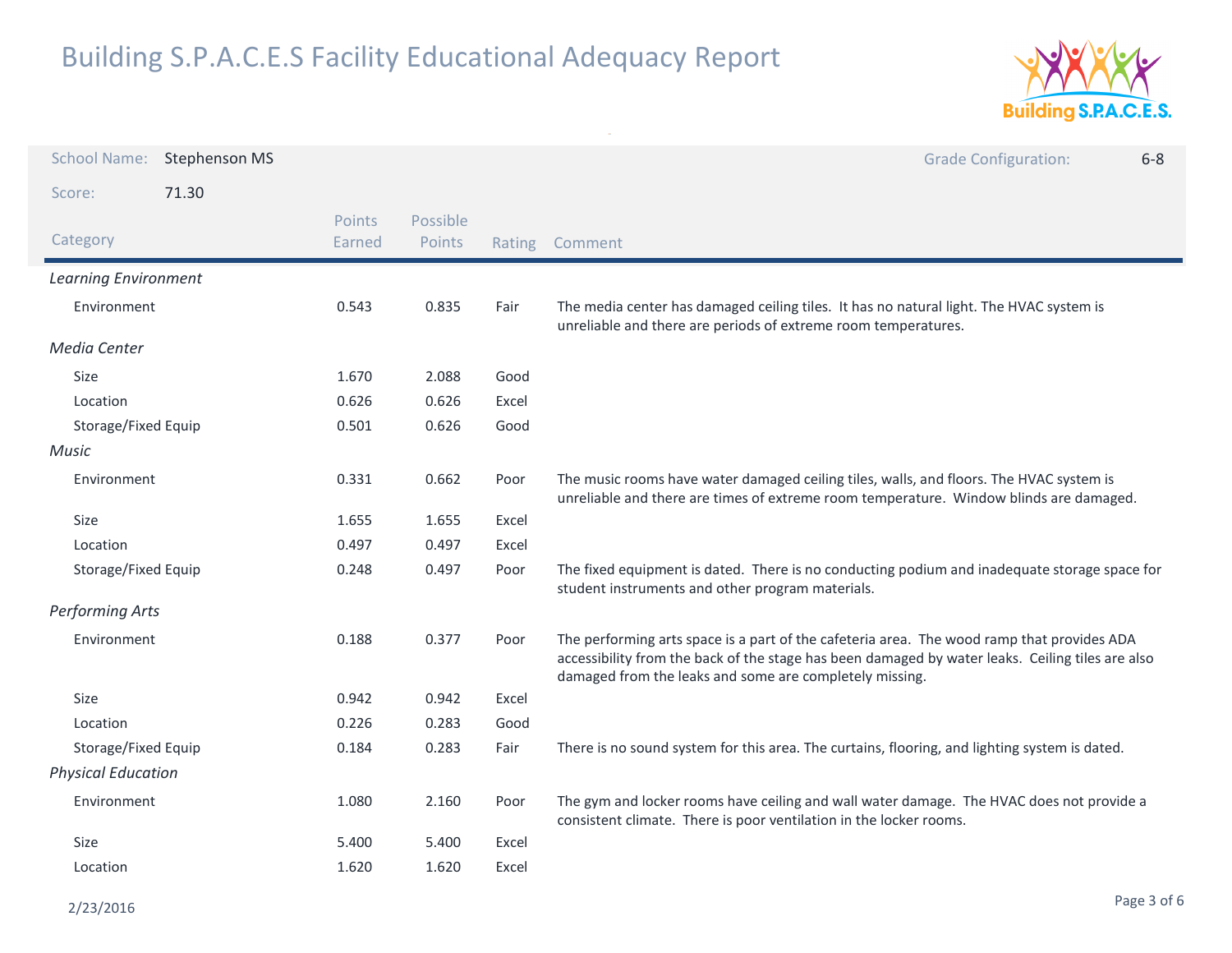# Building S.P.A.C.E.S Facility Educational Adequacy Report

**School Name:** Stephenson MS

**Grade Configuration:** 6-8

**Score:** 71.30

| Category | Points Earned | Possible Points | Rating | Comment |
|---|---|---|---|---|
| *Learning Environment* | | | | |
| Environment | 0.543 | 0.835 | Fair | The media center has damaged ceiling tiles. It has no natural light. The HVAC system is unreliable and there are periods of extreme room temperatures. |
| *Media Center* | | | | |
| Size | 1.670 | 2.088 | Good | |
| Location | 0.626 | 0.626 | Excel | |
| Storage/Fixed Equip | 0.501 | 0.626 | Good | |
| *Music* | | | | |
| Environment | 0.331 | 0.662 | Poor | The music rooms have water damaged ceiling tiles, walls, and floors. The HVAC system is unreliable and there are times of extreme room temperature. Window blinds are damaged. |
| Size | 1.655 | 1.655 | Excel | |
| Location | 0.497 | 0.497 | Excel | |
| Storage/Fixed Equip | 0.248 | 0.497 | Poor | The fixed equipment is dated. There is no conducting podium and inadequate storage space for student instruments and other program materials. |
| *Performing Arts* | | | | |
| Environment | 0.188 | 0.377 | Poor | The performing arts space is a part of the cafeteria area. The wood ramp that provides ADA accessibility from the back of the stage has been damaged by water leaks. Ceiling tiles are also damaged from the leaks and some are completely missing. |
| Size | 0.942 | 0.942 | Excel | |
| Location | 0.226 | 0.283 | Good | |
| Storage/Fixed Equip | 0.184 | 0.283 | Fair | There is no sound system for this area. The curtains, flooring, and lighting system is dated. |
| *Physical Education* | | | | |
| Environment | 1.080 | 2.160 | Poor | The gym and locker rooms have ceiling and wall water damage. The HVAC does not provide a consistent climate. There is poor ventilation in the locker rooms. |
| Size | 5.400 | 5.400 | Excel | |
| Location | 1.620 | 1.620 | Excel | |

2/23/2016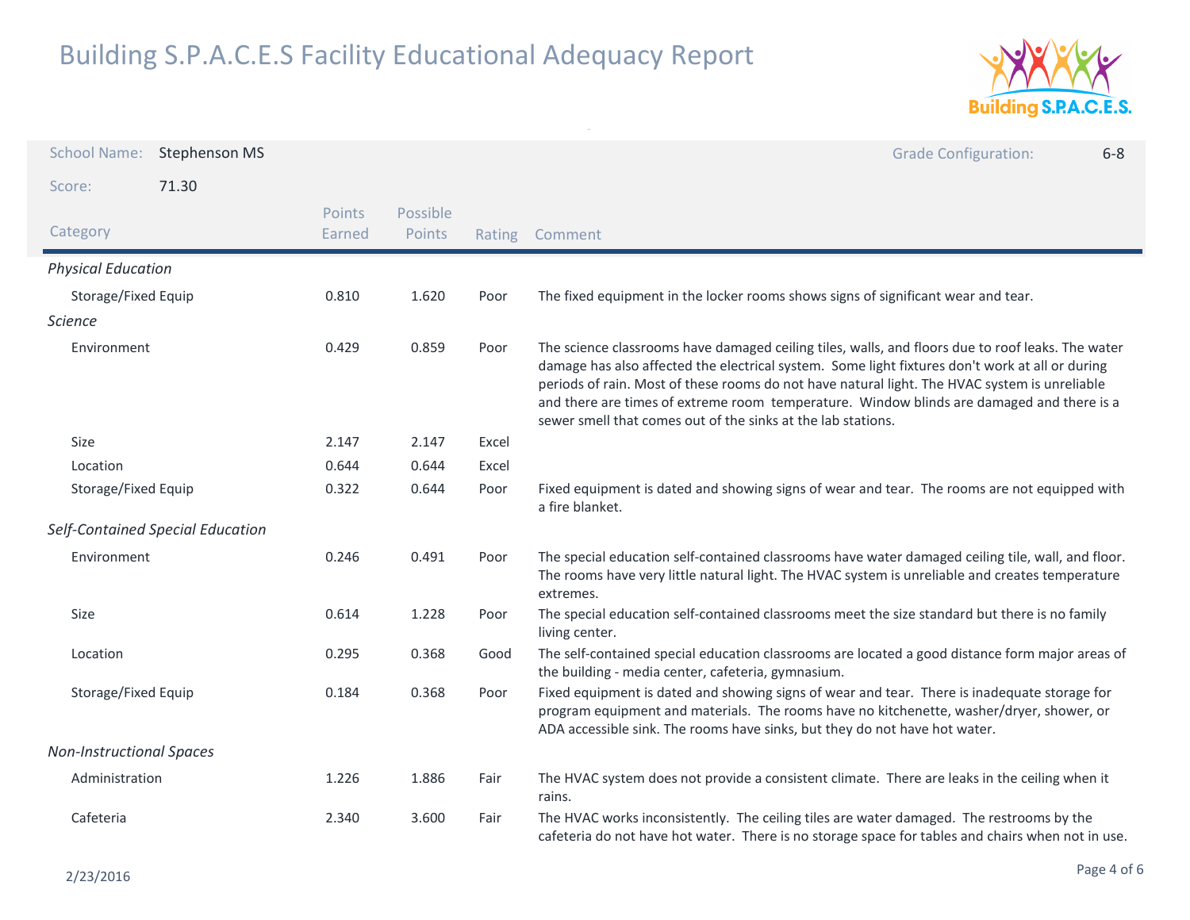# Building S.P.A.C.E.S Facility Educational Adequacy Report

School Name: Stephenson MS

Grade Configuration: 6-8

Score: 71.30

| Category | Points Earned | Possible Points | Rating | Comment |
|---|---|---|---|---|
| *Physical Education* | | | | |
| Storage/Fixed Equip | 0.810 | 1.620 | Poor | The fixed equipment in the locker rooms shows signs of significant wear and tear. |
| *Science* | | | | |
| Environment | 0.429 | 0.859 | Poor | The science classrooms have damaged ceiling tiles, walls, and floors due to roof leaks. The water damage has also affected the electrical system. Some light fixtures don't work at all or during periods of rain. Most of these rooms do not have natural light. The HVAC system is unreliable and there are times of extreme room temperature. Window blinds are damaged and there is a sewer smell that comes out of the sinks at the lab stations. |
| Size | 2.147 | 2.147 | Excel | |
| Location | 0.644 | 0.644 | Excel | |
| Storage/Fixed Equip | 0.322 | 0.644 | Poor | Fixed equipment is dated and showing signs of wear and tear. The rooms are not equipped with a fire blanket. |
| *Self-Contained Special Education* | | | | |
| Environment | 0.246 | 0.491 | Poor | The special education self-contained classrooms have water damaged ceiling tile, wall, and floor. The rooms have very little natural light. The HVAC system is unreliable and creates temperature extremes. |
| Size | 0.614 | 1.228 | Poor | The special education self-contained classrooms meet the size standard but there is no family living center. |
| Location | 0.295 | 0.368 | Good | The self-contained special education classrooms are located a good distance form major areas of the building - media center, cafeteria, gymnasium. |
| Storage/Fixed Equip | 0.184 | 0.368 | Poor | Fixed equipment is dated and showing signs of wear and tear. There is inadequate storage for program equipment and materials. The rooms have no kitchenette, washer/dryer, shower, or ADA accessible sink. The rooms have sinks, but they do not have hot water. |
| *Non-Instructional Spaces* | | | | |
| Administration | 1.226 | 1.886 | Fair | The HVAC system does not provide a consistent climate. There are leaks in the ceiling when it rains. |
| Cafeteria | 2.340 | 3.600 | Fair | The HVAC works inconsistently. The ceiling tiles are water damaged. The restrooms by the cafeteria do not have hot water. There is no storage space for tables and chairs when not in use. |

2/23/2016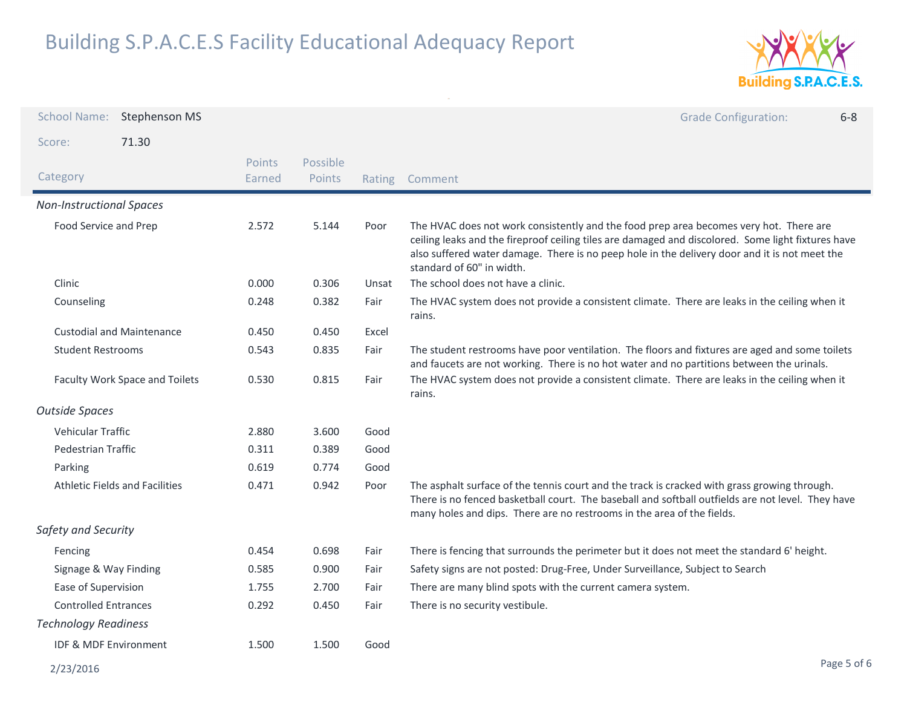# Building S.P.A.C.E.S Facility Educational Adequacy Report

**School Name:** Stephenson MS

**Grade Configuration:** 6-8

**Score:** 71.30

| Category | Points Earned | Possible Points | Rating | Comment |
|---|---|---|---|---|
| ***Non-Instructional Spaces*** | | | | |
| Food Service and Prep | 2.572 | 5.144 | Poor | The HVAC does not work consistently and the food prep area becomes very hot. There are ceiling leaks and the fireproof ceiling tiles are damaged and discolored. Some light fixtures have also suffered water damage. There is no peep hole in the delivery door and it is not meet the standard of 60" in width. |
| Clinic | 0.000 | 0.306 | Unsat | The school does not have a clinic. |
| Counseling | 0.248 | 0.382 | Fair | The HVAC system does not provide a consistent climate. There are leaks in the ceiling when it rains. |
| Custodial and Maintenance | 0.450 | 0.450 | Excel | |
| Student Restrooms | 0.543 | 0.835 | Fair | The student restrooms have poor ventilation. The floors and fixtures are aged and some toilets and faucets are not working. There is no hot water and no partitions between the urinals. |
| Faculty Work Space and Toilets | 0.530 | 0.815 | Fair | The HVAC system does not provide a consistent climate. There are leaks in the ceiling when it rains. |
| ***Outside Spaces*** | | | | |
| Vehicular Traffic | 2.880 | 3.600 | Good | |
| Pedestrian Traffic | 0.311 | 0.389 | Good | |
| Parking | 0.619 | 0.774 | Good | |
| Athletic Fields and Facilities | 0.471 | 0.942 | Poor | The asphalt surface of the tennis court and the track is cracked with grass growing through. There is no fenced basketball court. The baseball and softball outfields are not level. They have many holes and dips. There are no restrooms in the area of the fields. |
| ***Safety and Security*** | | | | |
| Fencing | 0.454 | 0.698 | Fair | There is fencing that surrounds the perimeter but it does not meet the standard 6' height. |
| Signage & Way Finding | 0.585 | 0.900 | Fair | Safety signs are not posted: Drug-Free, Under Surveillance, Subject to Search |
| Ease of Supervision | 1.755 | 2.700 | Fair | There are many blind spots with the current camera system. |
| Controlled Entrances | 0.292 | 0.450 | Fair | There is no security vestibule. |
| ***Technology Readiness*** | | | | |
| IDF & MDF Environment | 1.500 | 1.500 | Good | |

2/23/2016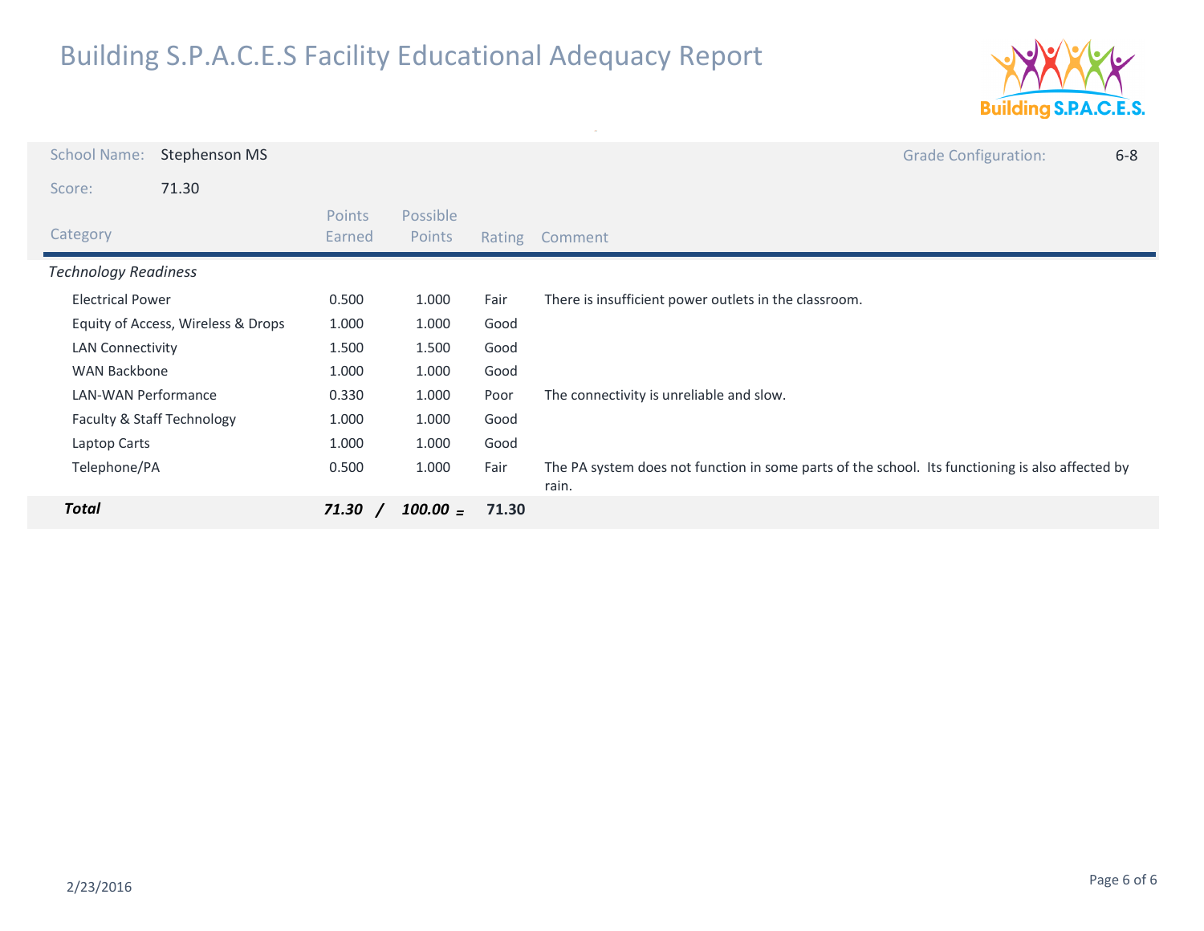# Building S.P.A.C.E.S Facility Educational Adequacy Report

School Name: Stephenson MS

Grade Configuration: 6-8

Score: 71.30

| Category | Points Earned | Possible Points | Rating | Comment |
|---|---|---|---|---|
| *Technology Readiness* | | | | |
| Electrical Power | 0.500 | 1.000 | Fair | There is insufficient power outlets in the classroom. |
| Equity of Access, Wireless & Drops | 1.000 | 1.000 | Good | |
| LAN Connectivity | 1.500 | 1.500 | Good | |
| WAN Backbone | 1.000 | 1.000 | Good | |
| LAN-WAN Performance | 0.330 | 1.000 | Poor | The connectivity is unreliable and slow. |
| Faculty & Staff Technology | 1.000 | 1.000 | Good | |
| Laptop Carts | 1.000 | 1.000 | Good | |
| Telephone/PA | 0.500 | 1.000 | Fair | The PA system does not function in some parts of the school. Its functioning is also affected by rain. |
| ***Total*** | ***71.30 /*** | ***100.00 =*** | **71.30** | |

2/23/2016